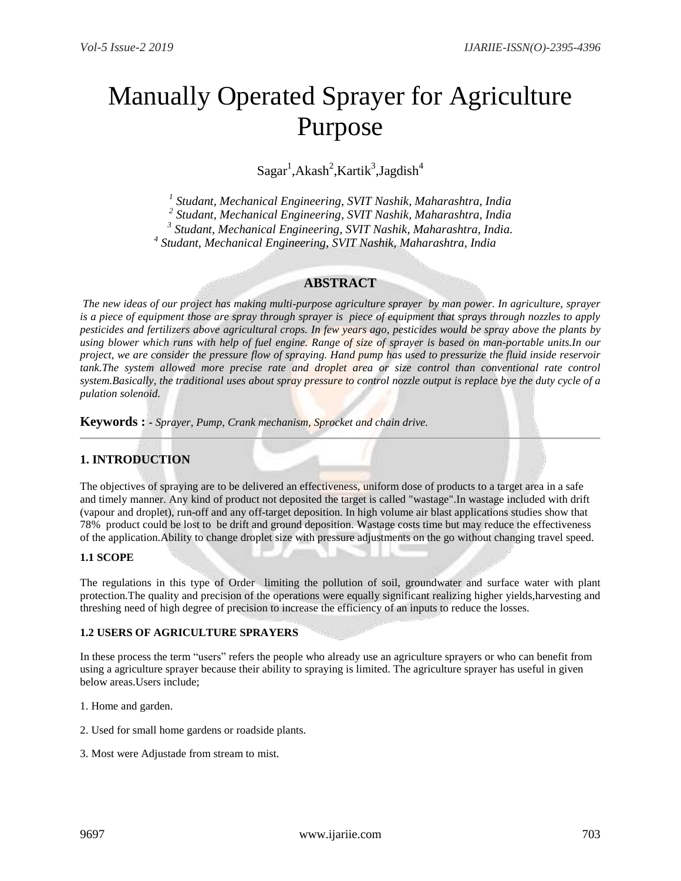# Manually Operated Sprayer for Agriculture Purpose

Sagar[1],Akash[2],Kartik[3],Jagdish[4]

*[1] Studant, Mechanical Engineering, SVIT Nashik, Maharashtra, India*
*[2] Studant, Mechanical Engineering, SVIT Nashik, Maharashtra, India*
*[3] Studant, Mechanical Engineering, SVIT Nashik, Maharashtra, India.*
*[4] Studant, Mechanical Engineering, SVIT Nashik, Maharashtra, India*

## ABSTRACT

*The new ideas of our project has making multi-purpose agriculture sprayer by man power. In agriculture, sprayer is a piece of equipment those are spray through sprayer is piece of equipment that sprays through nozzles to apply pesticides and fertilizers above agricultural crops. In few years ago, pesticides would be spray above the plants by using blower which runs with help of fuel engine. Range of size of sprayer is based on man-portable units.In our project, we are consider the pressure flow of spraying. Hand pump has used to pressurize the fluid inside reservoir tank.The system allowed more precise rate and droplet area or size control than conventional rate control system.Basically, the traditional uses about spray pressure to control nozzle output is replace bye the duty cycle of a pulation solenoid.*

**Keywords :** *- Sprayer, Pump, Crank mechanism, Sprocket and chain drive.*

---

## 1. INTRODUCTION

The objectives of spraying are to be delivered an effectiveness, uniform dose of products to a target area in a safe and timely manner. Any kind of product not deposited the target is called "wastage".In wastage included with drift (vapour and droplet), run-off and any off-target deposition. In high volume air blast applications studies show that 78% product could be lost to be drift and ground deposition. Wastage costs time but may reduce the effectiveness of the application.Ability to change droplet size with pressure adjustments on the go without changing travel speed.

### 1.1 SCOPE

The regulations in this type of Order limiting the pollution of soil, groundwater and surface water with plant protection.The quality and precision of the operations were equally significant realizing higher yields,harvesting and threshing need of high degree of precision to increase the efficiency of an inputs to reduce the losses.

### 1.2 USERS OF AGRICULTURE SPRAYERS

In these process the term "users" refers the people who already use an agriculture sprayers or who can benefit from using a agriculture sprayer because their ability to spraying is limited. The agriculture sprayer has useful in given below areas.Users include;

1. Home and garden.

2. Used for small home gardens or roadside plants.

3. Most were Adjustade from stream to mist.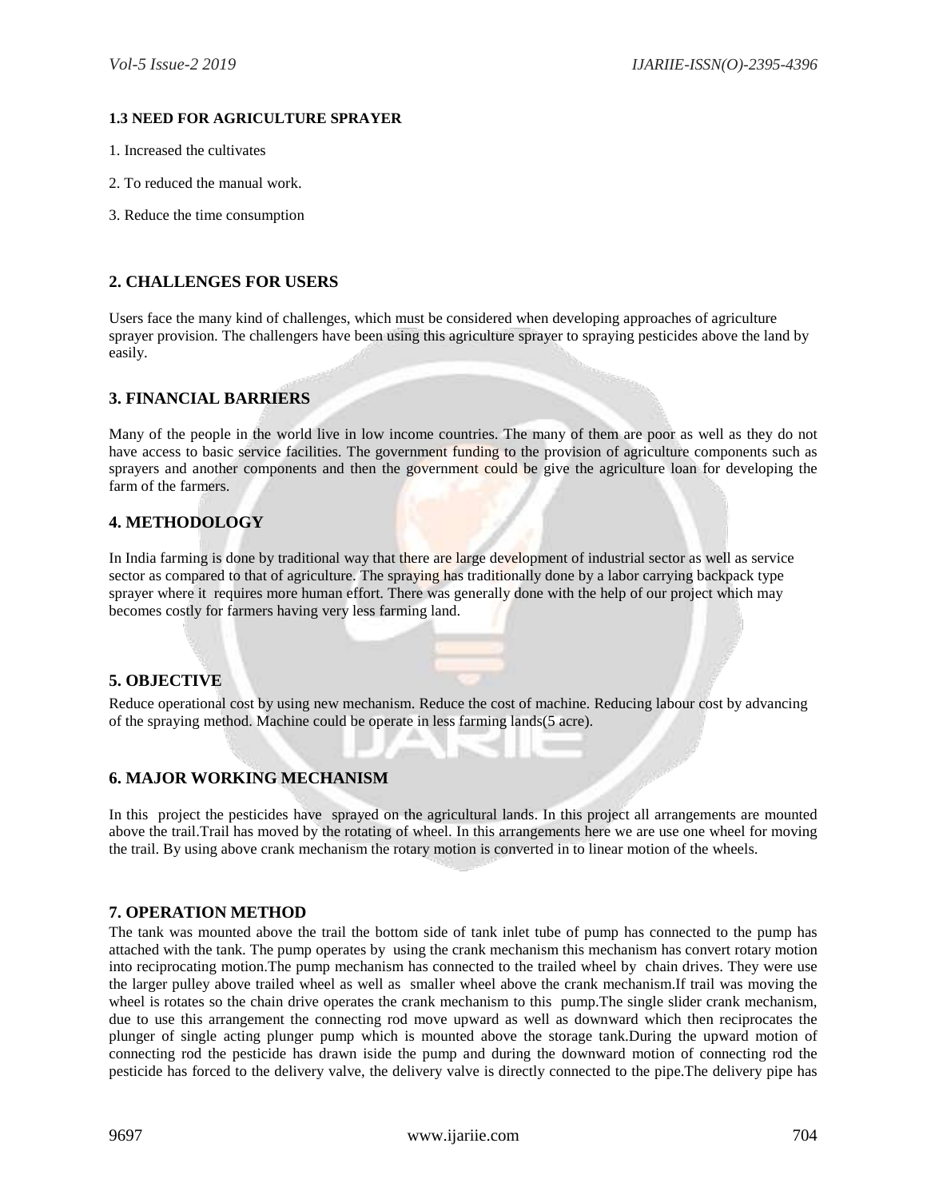### 1.3 NEED FOR AGRICULTURE SPRAYER

1. Increased the cultivates
2. To reduced the manual work.
3. Reduce the time consumption

## 2. CHALLENGES FOR USERS

Users face the many kind of challenges, which must be considered when developing approaches of agriculture sprayer provision. The challengers have been using this agriculture sprayer to spraying pesticides above the land by easily.

## 3. FINANCIAL BARRIERS

Many of the people in the world live in low income countries. The many of them are poor as well as they do not have access to basic service facilities. The government funding to the provision of agriculture components such as sprayers and another components and then the government could be give the agriculture loan for developing the farm of the farmers.

## 4. METHODOLOGY

In India farming is done by traditional way that there are large development of industrial sector as well as service sector as compared to that of agriculture. The spraying has traditionally done by a labor carrying backpack type sprayer where it requires more human effort. There was generally done with the help of our project which may becomes costly for farmers having very less farming land.

## 5. OBJECTIVE

Reduce operational cost by using new mechanism. Reduce the cost of machine. Reducing labour cost by advancing of the spraying method. Machine could be operate in less farming lands(5 acre).

## 6. MAJOR WORKING MECHANISM

In this project the pesticides have sprayed on the agricultural lands. In this project all arrangements are mounted above the trail.Trail has moved by the rotating of wheel. In this arrangements here we are use one wheel for moving the trail. By using above crank mechanism the rotary motion is converted in to linear motion of the wheels.

## 7. OPERATION METHOD

The tank was mounted above the trail the bottom side of tank inlet tube of pump has connected to the pump has attached with the tank. The pump operates by using the crank mechanism this mechanism has convert rotary motion into reciprocating motion.The pump mechanism has connected to the trailed wheel by chain drives. They were use the larger pulley above trailed wheel as well as smaller wheel above the crank mechanism.If trail was moving the wheel is rotates so the chain drive operates the crank mechanism to this pump.The single slider crank mechanism, due to use this arrangement the connecting rod move upward as well as downward which then reciprocates the plunger of single acting plunger pump which is mounted above the storage tank.During the upward motion of connecting rod the pesticide has drawn iside the pump and during the downward motion of connecting rod the pesticide has forced to the delivery valve, the delivery valve is directly connected to the pipe.The delivery pipe has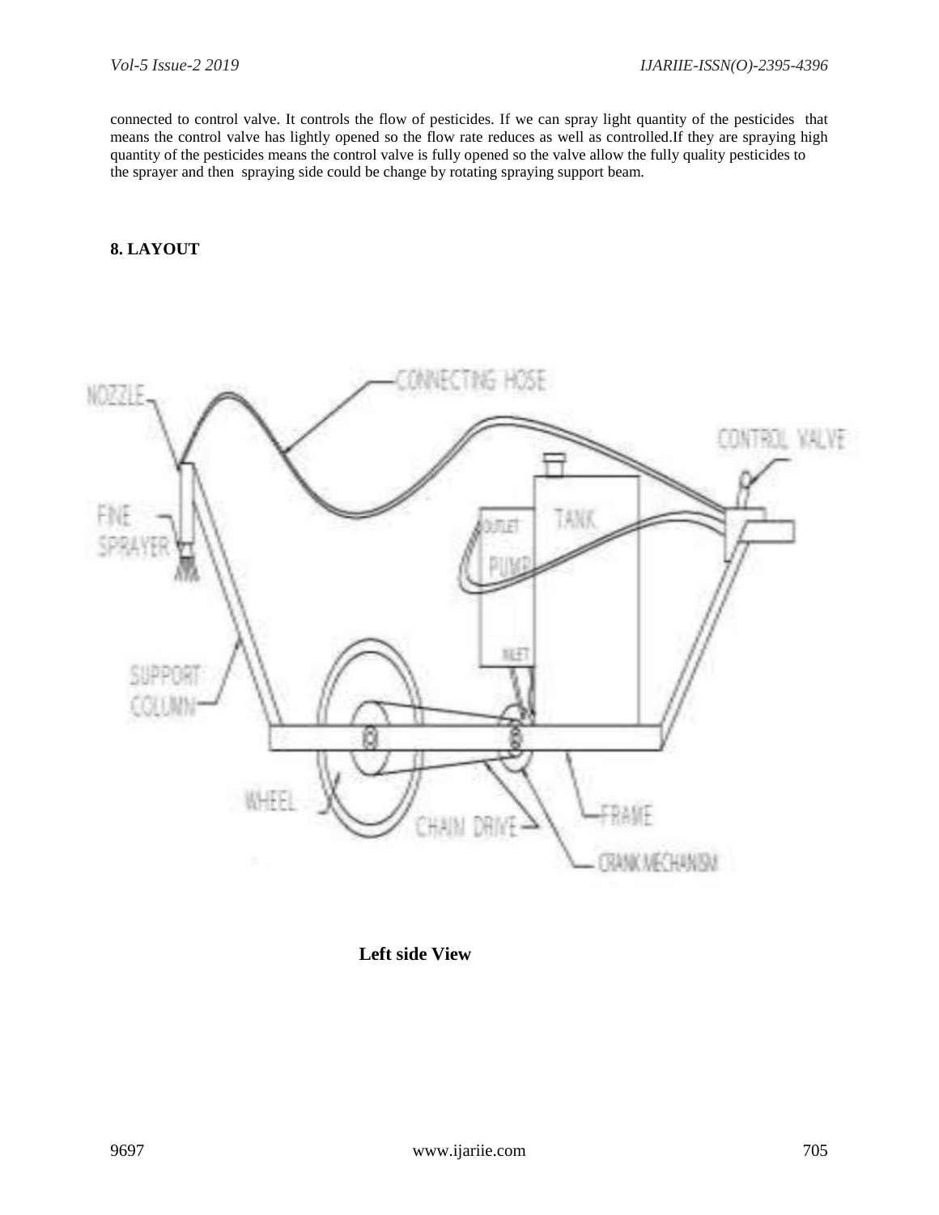connected to control valve. It controls the flow of pesticides. If we can spray light quantity of the pesticides that means the control valve has lightly opened so the flow rate reduces as well as controlled.If they are spraying high quantity of the pesticides means the control valve is fully opened so the valve allow the fully quality pesticides to the sprayer and then spraying side could be change by rotating spraying support beam.

## 8. LAYOUT

**Left side View**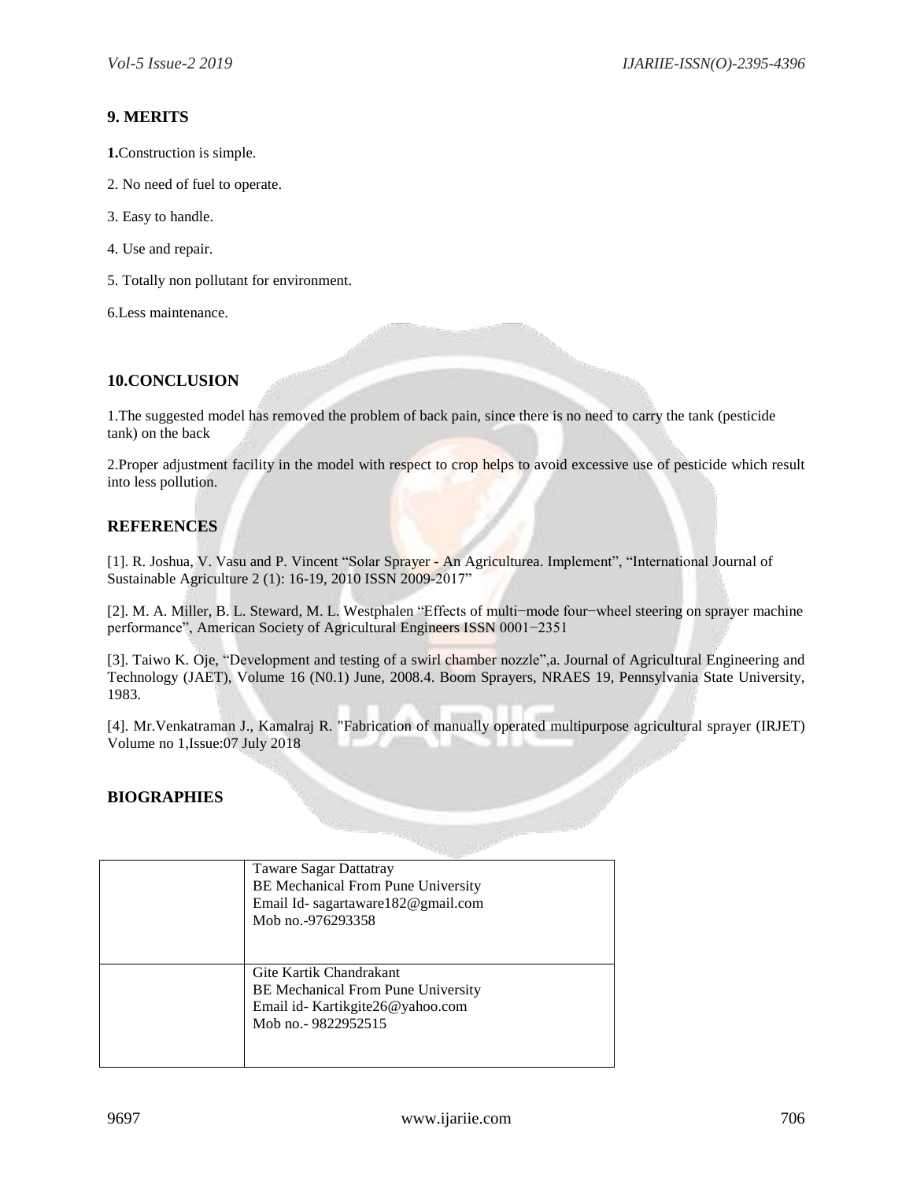## 9. MERITS

**1.**Construction is simple.

2. No need of fuel to operate.

3. Easy to handle.

4. Use and repair.

5. Totally non pollutant for environment.

6.Less maintenance.

## 10.CONCLUSION

1.The suggested model has removed the problem of back pain, since there is no need to carry the tank (pesticide tank) on the back

2.Proper adjustment facility in the model with respect to crop helps to avoid excessive use of pesticide which result into less pollution.

## REFERENCES

[1]. R. Joshua, V. Vasu and P. Vincent “Solar Sprayer - An Agriculturea. Implement”, “International Journal of Sustainable Agriculture 2 (1): 16-19, 2010 ISSN 2009-2017”

[2]. M. A. Miller, B. L. Steward, M. L. Westphalen “Effects of multi−mode four−wheel steering on sprayer machine performance”, American Society of Agricultural Engineers ISSN 0001−2351

[3]. Taiwo K. Oje, “Development and testing of a swirl chamber nozzle”,a. Journal of Agricultural Engineering and Technology (JAET), Volume 16 (N0.1) June, 2008.4. Boom Sprayers, NRAES 19, Pennsylvania State University, 1983.

[4]. Mr.Venkatraman J., Kamalraj R. "Fabrication of manually operated multipurpose agricultural sprayer (IRJET) Volume no 1,Issue:07 July 2018

## BIOGRAPHIES

| | |
|---|---|
| | Taware Sagar Dattatray<br>BE Mechanical From Pune University<br>Email Id- sagartaware182@gmail.com<br>Mob no.-976293358 |
| | Gite Kartik Chandrakant<br>BE Mechanical From Pune University<br>Email id- Kartikgite26@yahoo.com<br>Mob no.- 9822952515 |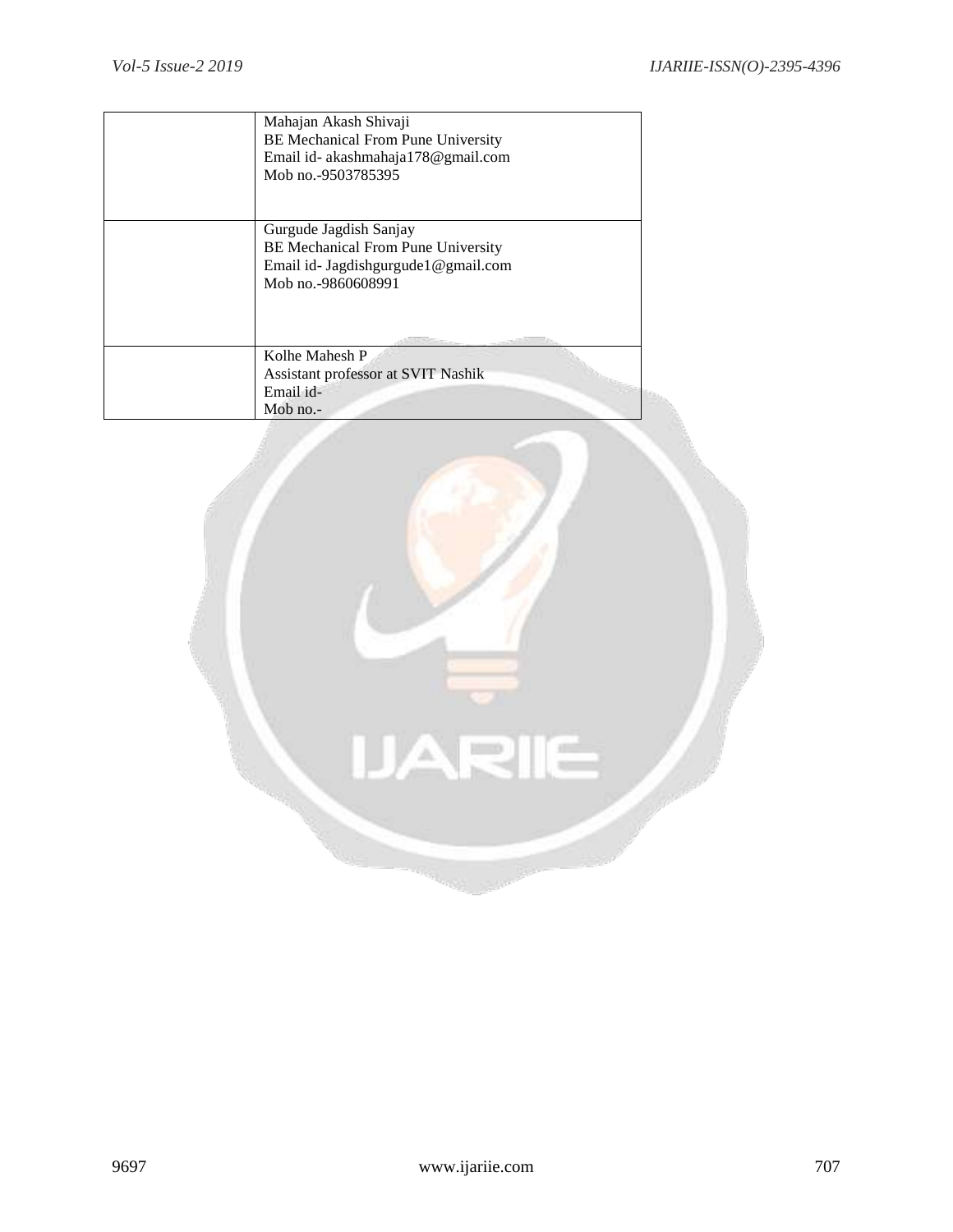| | |
|---|---|
| | Mahajan Akash Shivaji<br>BE Mechanical From Pune University<br>Email id- akashmahaja178@gmail.com<br>Mob no.-9503785395 |
| | Gurgude Jagdish Sanjay<br>BE Mechanical From Pune University<br>Email id- Jagdishgurgude1@gmail.com<br>Mob no.-9860608991 |
| | Kolhe Mahesh P<br>Assistant professor at SVIT Nashik<br>Email id-<br>Mob no.- |